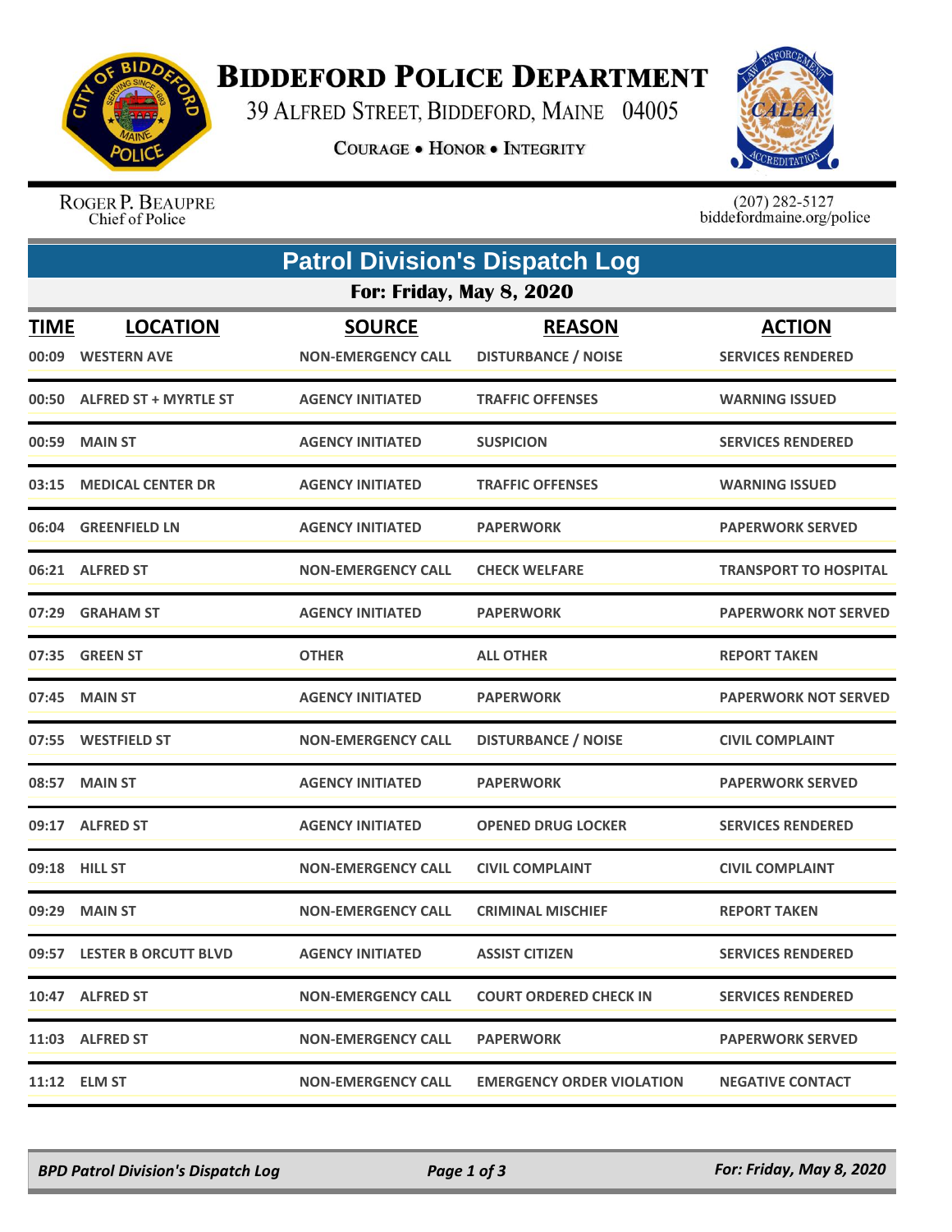# BIDDEFORD POLICE DEPARTMENT

39 ALFRED STREET, BIDDEFORD, MAINE 04005

COURAGE • HONOR • INTEGRITY

ROGER P. BEAUPRE
Chief of Police

(207) 282-5127
biddefordmaine.org/police

## Patrol Division's Dispatch Log

### For: Friday, May 8, 2020

| TIME | LOCATION | SOURCE | REASON | ACTION |
|---|---|---|---|---|
| 00:09 | WESTERN AVE | NON-EMERGENCY CALL | DISTURBANCE / NOISE | SERVICES RENDERED |
| 00:50 | ALFRED ST + MYRTLE ST | AGENCY INITIATED | TRAFFIC OFFENSES | WARNING ISSUED |
| 00:59 | MAIN ST | AGENCY INITIATED | SUSPICION | SERVICES RENDERED |
| 03:15 | MEDICAL CENTER DR | AGENCY INITIATED | TRAFFIC OFFENSES | WARNING ISSUED |
| 06:04 | GREENFIELD LN | AGENCY INITIATED | PAPERWORK | PAPERWORK SERVED |
| 06:21 | ALFRED ST | NON-EMERGENCY CALL | CHECK WELFARE | TRANSPORT TO HOSPITAL |
| 07:29 | GRAHAM ST | AGENCY INITIATED | PAPERWORK | PAPERWORK NOT SERVED |
| 07:35 | GREEN ST | OTHER | ALL OTHER | REPORT TAKEN |
| 07:45 | MAIN ST | AGENCY INITIATED | PAPERWORK | PAPERWORK NOT SERVED |
| 07:55 | WESTFIELD ST | NON-EMERGENCY CALL | DISTURBANCE / NOISE | CIVIL COMPLAINT |
| 08:57 | MAIN ST | AGENCY INITIATED | PAPERWORK | PAPERWORK SERVED |
| 09:17 | ALFRED ST | AGENCY INITIATED | OPENED DRUG LOCKER | SERVICES RENDERED |
| 09:18 | HILL ST | NON-EMERGENCY CALL | CIVIL COMPLAINT | CIVIL COMPLAINT |
| 09:29 | MAIN ST | NON-EMERGENCY CALL | CRIMINAL MISCHIEF | REPORT TAKEN |
| 09:57 | LESTER B ORCUTT BLVD | AGENCY INITIATED | ASSIST CITIZEN | SERVICES RENDERED |
| 10:47 | ALFRED ST | NON-EMERGENCY CALL | COURT ORDERED CHECK IN | SERVICES RENDERED |
| 11:03 | ALFRED ST | NON-EMERGENCY CALL | PAPERWORK | PAPERWORK SERVED |
| 11:12 | ELM ST | NON-EMERGENCY CALL | EMERGENCY ORDER VIOLATION | NEGATIVE CONTACT |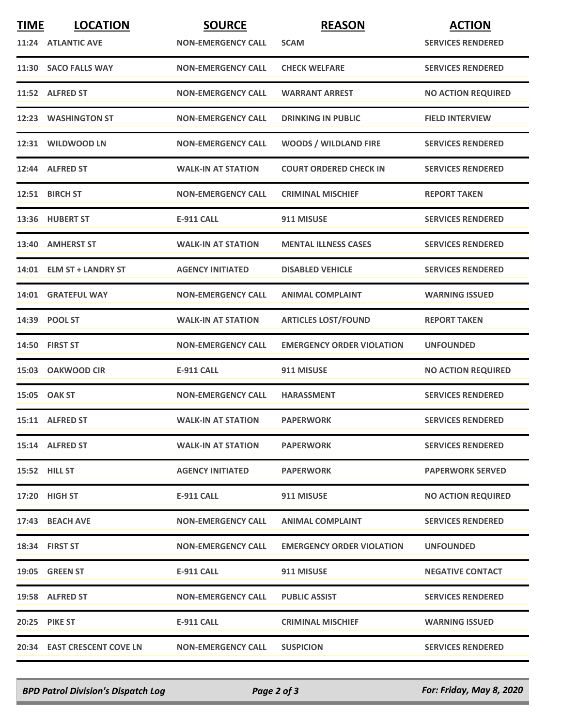| TIME | LOCATION | SOURCE | REASON | ACTION |
|---|---|---|---|---|
| 11:24 | ATLANTIC AVE | NON-EMERGENCY CALL | SCAM | SERVICES RENDERED |
| 11:30 | SACO FALLS WAY | NON-EMERGENCY CALL | CHECK WELFARE | SERVICES RENDERED |
| 11:52 | ALFRED ST | NON-EMERGENCY CALL | WARRANT ARREST | NO ACTION REQUIRED |
| 12:23 | WASHINGTON ST | NON-EMERGENCY CALL | DRINKING IN PUBLIC | FIELD INTERVIEW |
| 12:31 | WILDWOOD LN | NON-EMERGENCY CALL | WOODS / WILDLAND FIRE | SERVICES RENDERED |
| 12:44 | ALFRED ST | WALK-IN AT STATION | COURT ORDERED CHECK IN | SERVICES RENDERED |
| 12:51 | BIRCH ST | NON-EMERGENCY CALL | CRIMINAL MISCHIEF | REPORT TAKEN |
| 13:36 | HUBERT ST | E-911 CALL | 911 MISUSE | SERVICES RENDERED |
| 13:40 | AMHERST ST | WALK-IN AT STATION | MENTAL ILLNESS CASES | SERVICES RENDERED |
| 14:01 | ELM ST + LANDRY ST | AGENCY INITIATED | DISABLED VEHICLE | SERVICES RENDERED |
| 14:01 | GRATEFUL WAY | NON-EMERGENCY CALL | ANIMAL COMPLAINT | WARNING ISSUED |
| 14:39 | POOL ST | WALK-IN AT STATION | ARTICLES LOST/FOUND | REPORT TAKEN |
| 14:50 | FIRST ST | NON-EMERGENCY CALL | EMERGENCY ORDER VIOLATION | UNFOUNDED |
| 15:03 | OAKWOOD CIR | E-911 CALL | 911 MISUSE | NO ACTION REQUIRED |
| 15:05 | OAK ST | NON-EMERGENCY CALL | HARASSMENT | SERVICES RENDERED |
| 15:11 | ALFRED ST | WALK-IN AT STATION | PAPERWORK | SERVICES RENDERED |
| 15:14 | ALFRED ST | WALK-IN AT STATION | PAPERWORK | SERVICES RENDERED |
| 15:52 | HILL ST | AGENCY INITIATED | PAPERWORK | PAPERWORK SERVED |
| 17:20 | HIGH ST | E-911 CALL | 911 MISUSE | NO ACTION REQUIRED |
| 17:43 | BEACH AVE | NON-EMERGENCY CALL | ANIMAL COMPLAINT | SERVICES RENDERED |
| 18:34 | FIRST ST | NON-EMERGENCY CALL | EMERGENCY ORDER VIOLATION | UNFOUNDED |
| 19:05 | GREEN ST | E-911 CALL | 911 MISUSE | NEGATIVE CONTACT |
| 19:58 | ALFRED ST | NON-EMERGENCY CALL | PUBLIC ASSIST | SERVICES RENDERED |
| 20:25 | PIKE ST | E-911 CALL | CRIMINAL MISCHIEF | WARNING ISSUED |
| 20:34 | EAST CRESCENT COVE LN | NON-EMERGENCY CALL | SUSPICION | SERVICES RENDERED |

*BPD Patrol Division's Dispatch Log* — *For: Friday, May 8, 2020*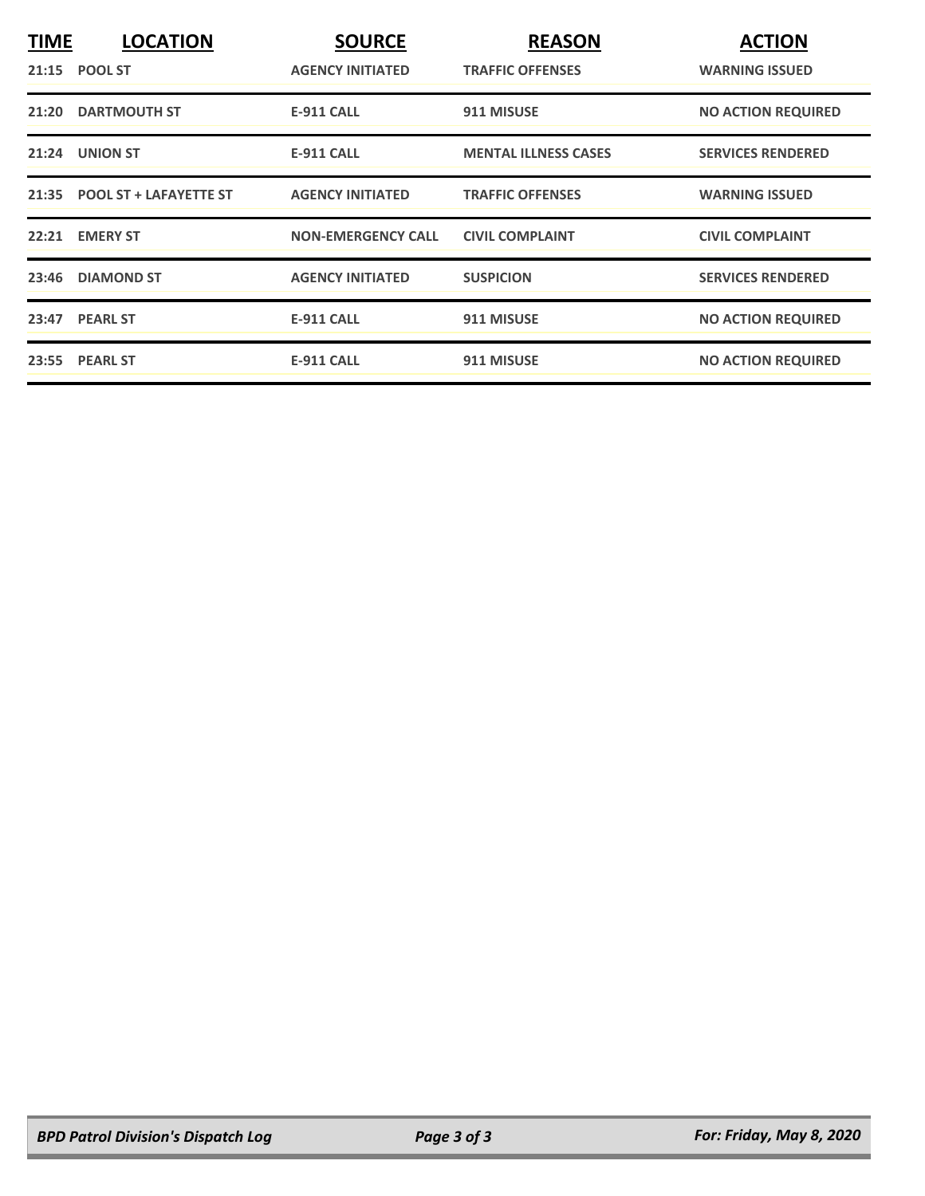| TIME | LOCATION | SOURCE | REASON | ACTION |
|---|---|---|---|---|
| 21:15 | POOL ST | AGENCY INITIATED | TRAFFIC OFFENSES | WARNING ISSUED |
| 21:20 | DARTMOUTH ST | E-911 CALL | 911 MISUSE | NO ACTION REQUIRED |
| 21:24 | UNION ST | E-911 CALL | MENTAL ILLNESS CASES | SERVICES RENDERED |
| 21:35 | POOL ST + LAFAYETTE ST | AGENCY INITIATED | TRAFFIC OFFENSES | WARNING ISSUED |
| 22:21 | EMERY ST | NON-EMERGENCY CALL | CIVIL COMPLAINT | CIVIL COMPLAINT |
| 23:46 | DIAMOND ST | AGENCY INITIATED | SUSPICION | SERVICES RENDERED |
| 23:47 | PEARL ST | E-911 CALL | 911 MISUSE | NO ACTION REQUIRED |
| 23:55 | PEARL ST | E-911 CALL | 911 MISUSE | NO ACTION REQUIRED |